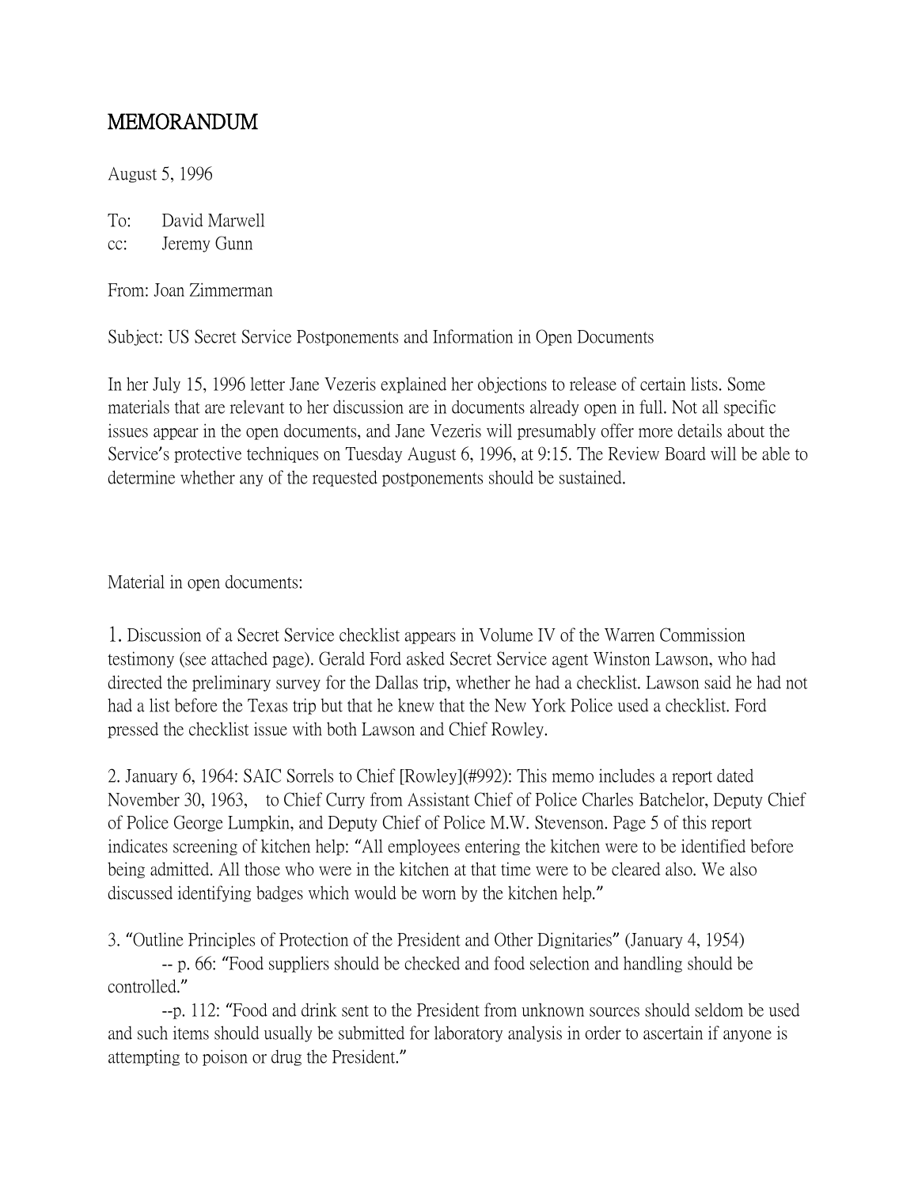# MEMORANDUM

August 5, 1996

To: David Marwell
cc: Jeremy Gunn

From: Joan Zimmerman

Subject: US Secret Service Postponements and Information in Open Documents

In her July 15, 1996 letter Jane Vezeris explained her objections to release of certain lists. Some materials that are relevant to her discussion are in documents already open in full. Not all specific issues appear in the open documents, and Jane Vezeris will presumably offer more details about the Service's protective techniques on Tuesday August 6, 1996, at 9:15. The Review Board will be able to determine whether any of the requested postponements should be sustained.

Material in open documents:

1. Discussion of a Secret Service checklist appears in Volume IV of the Warren Commission testimony (see attached page). Gerald Ford asked Secret Service agent Winston Lawson, who had directed the preliminary survey for the Dallas trip, whether he had a checklist. Lawson said he had not had a list before the Texas trip but that he knew that the New York Police used a checklist. Ford pressed the checklist issue with both Lawson and Chief Rowley.

2. January 6, 1964: SAIC Sorrels to Chief [Rowley](#992): This memo includes a report dated November 30, 1963, to Chief Curry from Assistant Chief of Police Charles Batchelor, Deputy Chief of Police George Lumpkin, and Deputy Chief of Police M.W. Stevenson. Page 5 of this report indicates screening of kitchen help: "All employees entering the kitchen were to be identified before being admitted. All those who were in the kitchen at that time were to be cleared also. We also discussed identifying badges which would be worn by the kitchen help."

3. "Outline Principles of Protection of the President and Other Dignitaries" (January 4, 1954)
   -- p. 66: "Food suppliers should be checked and food selection and handling should be controlled."
   --p. 112: "Food and drink sent to the President from unknown sources should seldom be used and such items should usually be submitted for laboratory analysis in order to ascertain if anyone is attempting to poison or drug the President."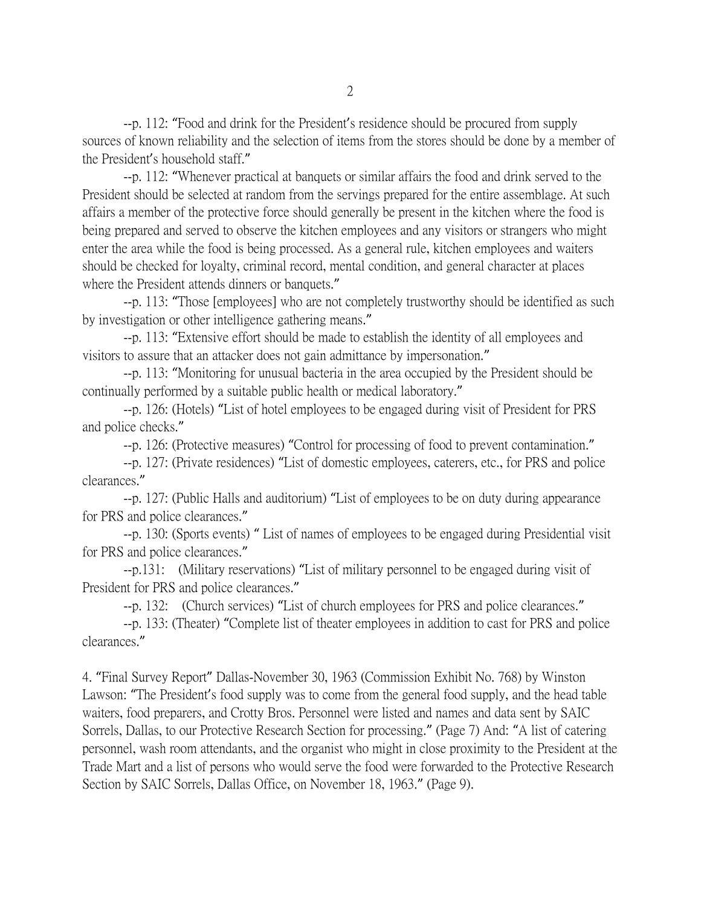--p. 112: "Food and drink for the President's residence should be procured from supply sources of known reliability and the selection of items from the stores should be done by a member of the President's household staff."

--p. 112: "Whenever practical at banquets or similar affairs the food and drink served to the President should be selected at random from the servings prepared for the entire assemblage. At such affairs a member of the protective force should generally be present in the kitchen where the food is being prepared and served to observe the kitchen employees and any visitors or strangers who might enter the area while the food is being processed. As a general rule, kitchen employees and waiters should be checked for loyalty, criminal record, mental condition, and general character at places where the President attends dinners or banquets."

--p. 113: "Those [employees] who are not completely trustworthy should be identified as such by investigation or other intelligence gathering means."

--p. 113: "Extensive effort should be made to establish the identity of all employees and visitors to assure that an attacker does not gain admittance by impersonation."

--p. 113: "Monitoring for unusual bacteria in the area occupied by the President should be continually performed by a suitable public health or medical laboratory."

--p. 126: (Hotels) "List of hotel employees to be engaged during visit of President for PRS and police checks."

--p. 126: (Protective measures) "Control for processing of food to prevent contamination."

--p. 127: (Private residences) "List of domestic employees, caterers, etc., for PRS and police clearances."

--p. 127: (Public Halls and auditorium) "List of employees to be on duty during appearance for PRS and police clearances."

--p. 130: (Sports events) " List of names of employees to be engaged during Presidential visit for PRS and police clearances."

--p.131: (Military reservations) "List of military personnel to be engaged during visit of President for PRS and police clearances."

--p. 132: (Church services) "List of church employees for PRS and police clearances."

--p. 133: (Theater) "Complete list of theater employees in addition to cast for PRS and police clearances."

4. "Final Survey Report" Dallas-November 30, 1963 (Commission Exhibit No. 768) by Winston Lawson: "The President's food supply was to come from the general food supply, and the head table waiters, food preparers, and Crotty Bros. Personnel were listed and names and data sent by SAIC Sorrels, Dallas, to our Protective Research Section for processing." (Page 7) And: "A list of catering personnel, wash room attendants, and the organist who might in close proximity to the President at the Trade Mart and a list of persons who would serve the food were forwarded to the Protective Research Section by SAIC Sorrels, Dallas Office, on November 18, 1963." (Page 9).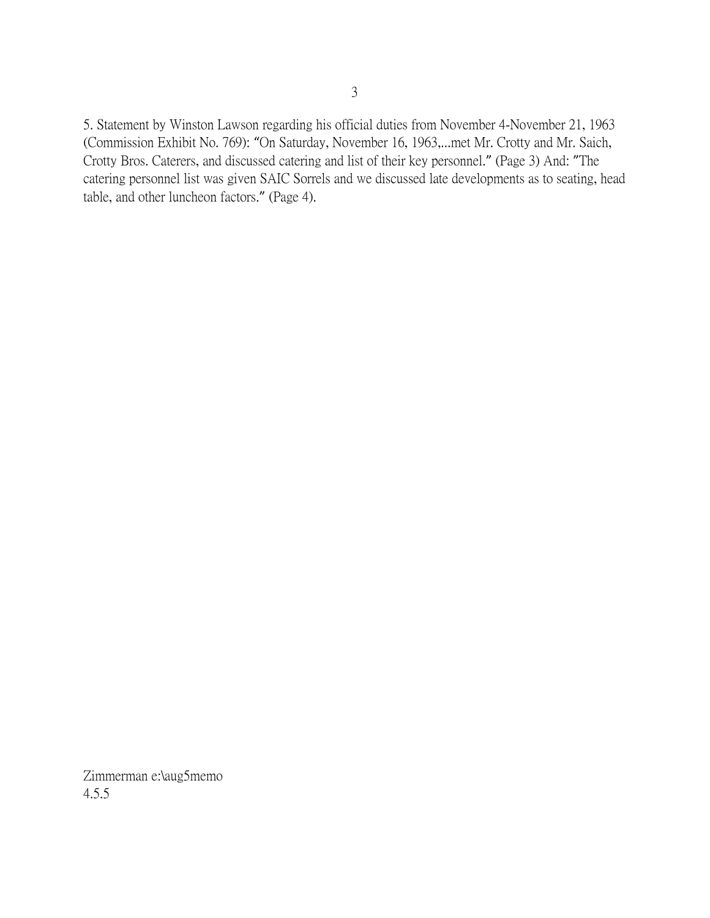5. Statement by Winston Lawson regarding his official duties from November 4-November 21, 1963 (Commission Exhibit No. 769): "On Saturday, November 16, 1963,...met Mr. Crotty and Mr. Saich, Crotty Bros. Caterers, and discussed catering and list of their key personnel." (Page 3) And: "The catering personnel list was given SAIC Sorrels and we discussed late developments as to seating, head table, and other luncheon factors." (Page 4).

Zimmerman e:\aug5memo
4.5.5